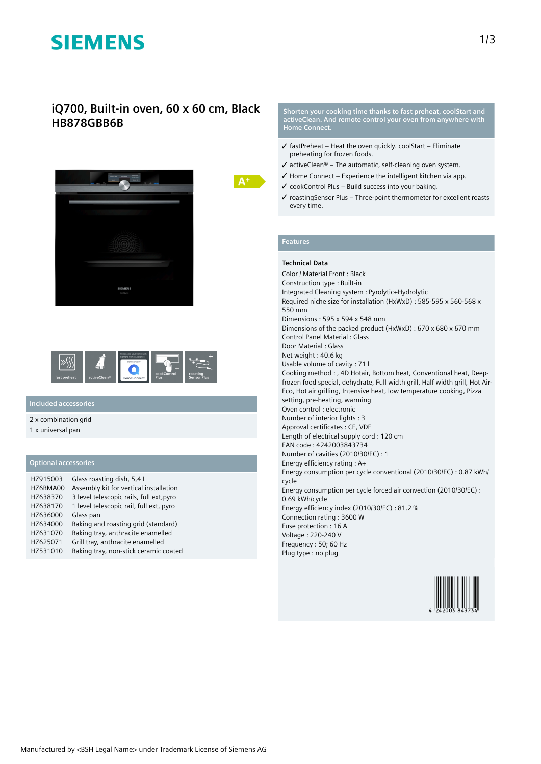# SIEMENS

## iQ700, Built-in oven, 60 x 60 cm, Black HB878GBB6B

A+

fast preheat | activeClean® | Home Connect | cookControl Plus | roasting Sensor Plus

### Included accessories

2 x combination grid
1 x universal pan

### Optional accessories

| | |
|---|---|
| HZ915003 | Glass roasting dish, 5,4 L |
| HZ6BMA00 | Assembly kit for vertical installation |
| HZ638370 | 3 level telescopic rails, full ext,pyro |
| HZ638170 | 1 level telescopic rail, full ext, pyro |
| HZ636000 | Glass pan |
| HZ634000 | Baking and roasting grid (standard) |
| HZ631070 | Baking tray, anthracite enamelled |
| HZ625071 | Grill tray, anthracite enamelled |
| HZ531010 | Baking tray, non-stick ceramic coated |

**Shorten your cooking time thanks to fast preheat, coolStart and activeClean. And remote control your oven from anywhere with Home Connect.**

- ✓ fastPreheat – Heat the oven quickly. coolStart – Eliminate preheating for frozen foods.
- ✓ activeClean® – The automatic, self-cleaning oven system.
- ✓ Home Connect – Experience the intelligent kitchen via app.
- ✓ cookControl Plus – Build success into your baking.
- ✓ roastingSensor Plus – Three-point thermometer for excellent roasts every time.

### Features

**Technical Data**

Color / Material Front : Black
Construction type : Built-in
Integrated Cleaning system : Pyrolytic+Hydrolytic
Required niche size for installation (HxWxD) : 585-595 x 560-568 x 550 mm
Dimensions : 595 x 594 x 548 mm
Dimensions of the packed product (HxWxD) : 670 x 680 x 670 mm
Control Panel Material : Glass
Door Material : Glass
Net weight : 40.6 kg
Usable volume of cavity : 71 l
Cooking method : , 4D Hotair, Bottom heat, Conventional heat, Deep-frozen food special, dehydrate, Full width grill, Half width grill, Hot Air-Eco, Hot air grilling, Intensive heat, low temperature cooking, Pizza setting, pre-heating, warming
Oven control : electronic
Number of interior lights : 3
Approval certificates : CE, VDE
Length of electrical supply cord : 120 cm
EAN code : 4242003843734
Number of cavities (2010/30/EC) : 1
Energy efficiency rating : A+
Energy consumption per cycle conventional (2010/30/EC) : 0.87 kWh/cycle
Energy consumption per cycle forced air convection (2010/30/EC) : 0.69 kWh/cycle
Energy efficiency index (2010/30/EC) : 81.2 %
Connection rating : 3600 W
Fuse protection : 16 A
Voltage : 220-240 V
Frequency : 50; 60 Hz
Plug type : no plug

4 242003 843734

Manufactured by <BSH Legal Name> under Trademark License of Siemens AG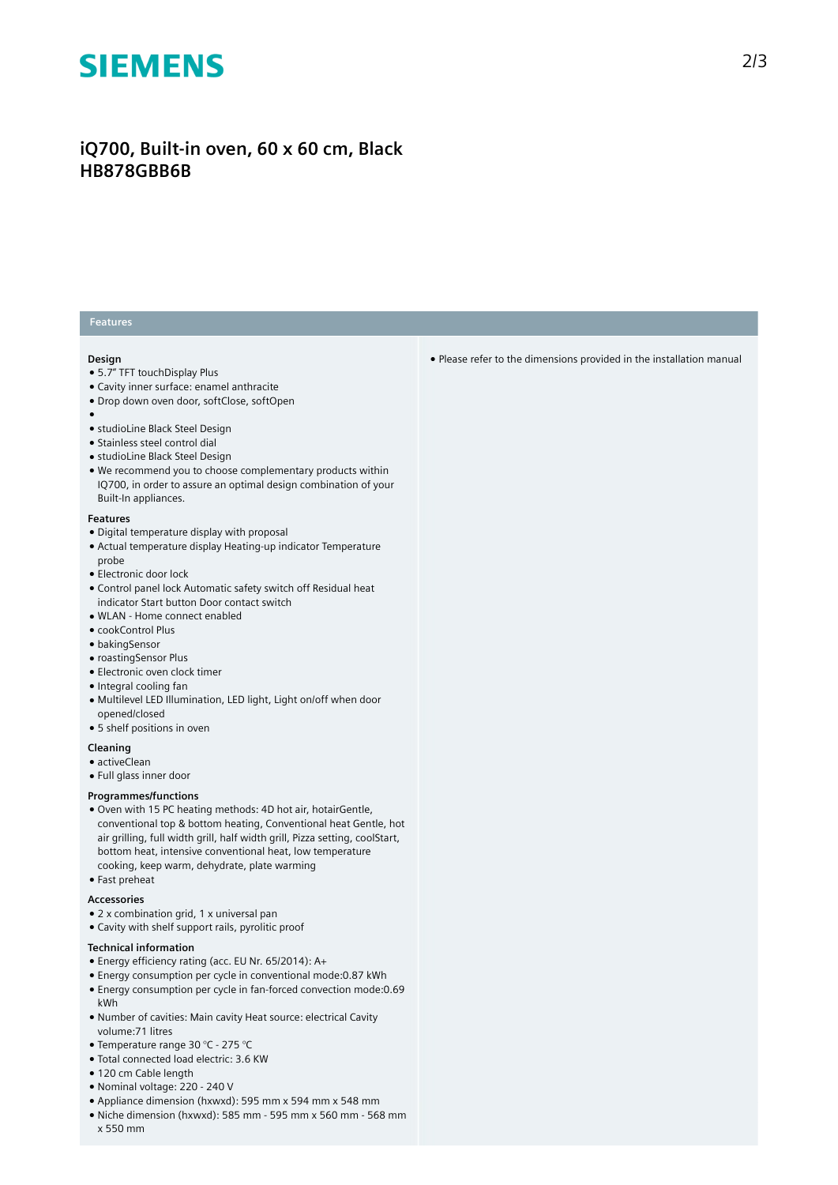# iQ700, Built-in oven, 60 x 60 cm, Black
# HB878GBB6B

## Features

### Design

- 5.7" TFT touchDisplay Plus
- Cavity inner surface: enamel anthracite
- Drop down oven door, softClose, softOpen
- 
- studioLine Black Steel Design
- Stainless steel control dial
- studioLine Black Steel Design
- We recommend you to choose complementary products within IQ700, in order to assure an optimal design combination of your Built-In appliances.

### Features

- Digital temperature display with proposal
- Actual temperature display Heating-up indicator Temperature probe
- Electronic door lock
- Control panel lock Automatic safety switch off Residual heat indicator Start button Door contact switch
- WLAN - Home connect enabled
- cookControl Plus
- bakingSensor
- roastingSensor Plus
- Electronic oven clock timer
- Integral cooling fan
- Multilevel LED Illumination, LED light, Light on/off when door opened/closed
- 5 shelf positions in oven

### Cleaning

- activeClean
- Full glass inner door

### Programmes/functions

- Oven with 15 PC heating methods: 4D hot air, hotairGentle, conventional top & bottom heating, Conventional heat Gentle, hot air grilling, full width grill, half width grill, Pizza setting, coolStart, bottom heat, intensive conventional heat, low temperature cooking, keep warm, dehydrate, plate warming
- Fast preheat

### Accessories

- 2 x combination grid, 1 x universal pan
- Cavity with shelf support rails, pyrolitic proof

### Technical information

- Energy efficiency rating (acc. EU Nr. 65/2014): A+
- Energy consumption per cycle in conventional mode:0.87 kWh
- Energy consumption per cycle in fan-forced convection mode:0.69 kWh
- Number of cavities: Main cavity Heat source: electrical Cavity volume:71 litres
- Temperature range 30 °C - 275 °C
- Total connected load electric: 3.6 KW
- 120 cm Cable length
- Nominal voltage: 220 - 240 V
- Appliance dimension (hxwxd): 595 mm x 594 mm x 548 mm
- Niche dimension (hxwxd): 585 mm - 595 mm x 560 mm - 568 mm x 550 mm
- Please refer to the dimensions provided in the installation manual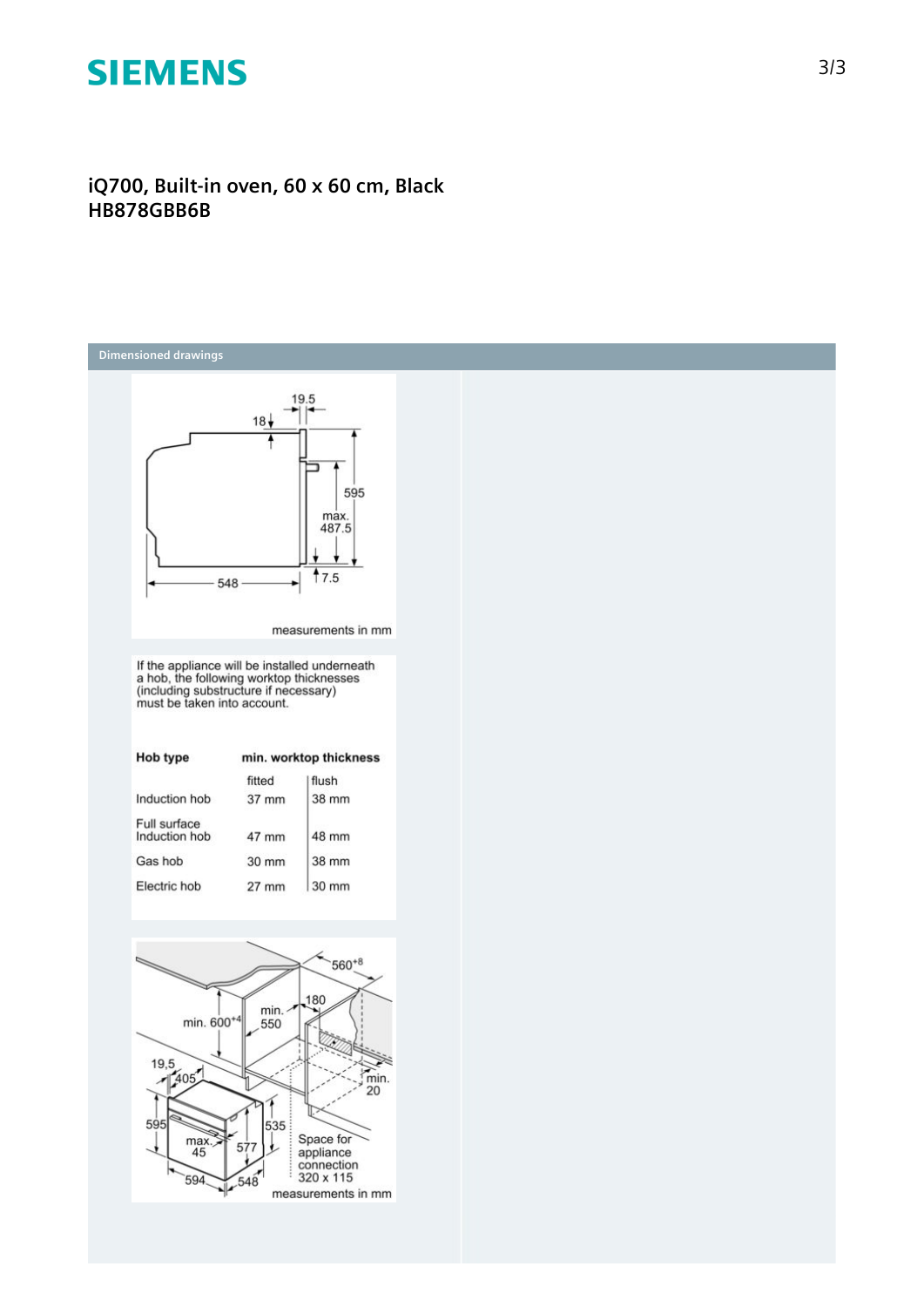# iQ700, Built-in oven, 60 x 60 cm, Black
## HB878GBB6B

**Dimensioned drawings**

19.5
18
595
max. 487.5
548
7.5
measurements in mm

If the appliance will be installed underneath a hob, the following worktop thicknesses (including substructure if necessary) must be taken into account.

| Hob type | min. worktop thickness | |
|---|---|---|
| | fitted | flush |
| Induction hob | 37 mm | 38 mm |
| Full surface Induction hob | 47 mm | 48 mm |
| Gas hob | 30 mm | 38 mm |
| Electric hob | 27 mm | 30 mm |

$560^{+8}$
180
min. $600^{+4}$
min. 550
19,5
405
min. 20
595
535
max. 45
577
Space for appliance connection 320 x 115
594
548
measurements in mm